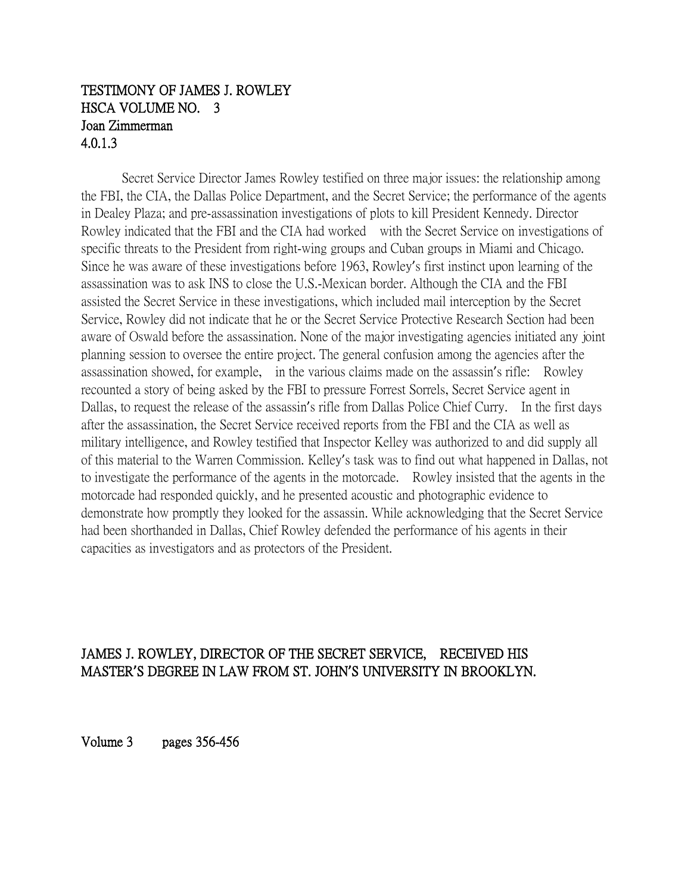# TESTIMONY OF JAMES J. ROWLEY
## HSCA VOLUME NO. 3
Joan Zimmerman
4.0.1.3

Secret Service Director James Rowley testified on three major issues: the relationship among the FBI, the CIA, the Dallas Police Department, and the Secret Service; the performance of the agents in Dealey Plaza; and pre-assassination investigations of plots to kill President Kennedy. Director Rowley indicated that the FBI and the CIA had worked with the Secret Service on investigations of specific threats to the President from right-wing groups and Cuban groups in Miami and Chicago. Since he was aware of these investigations before 1963, Rowley's first instinct upon learning of the assassination was to ask INS to close the U.S.-Mexican border. Although the CIA and the FBI assisted the Secret Service in these investigations, which included mail interception by the Secret Service, Rowley did not indicate that he or the Secret Service Protective Research Section had been aware of Oswald before the assassination. None of the major investigating agencies initiated any joint planning session to oversee the entire project. The general confusion among the agencies after the assassination showed, for example, in the various claims made on the assassin's rifle: Rowley recounted a story of being asked by the FBI to pressure Forrest Sorrels, Secret Service agent in Dallas, to request the release of the assassin's rifle from Dallas Police Chief Curry. In the first days after the assassination, the Secret Service received reports from the FBI and the CIA as well as military intelligence, and Rowley testified that Inspector Kelley was authorized to and did supply all of this material to the Warren Commission. Kelley's task was to find out what happened in Dallas, not to investigate the performance of the agents in the motorcade. Rowley insisted that the agents in the motorcade had responded quickly, and he presented acoustic and photographic evidence to demonstrate how promptly they looked for the assassin. While acknowledging that the Secret Service had been shorthanded in Dallas, Chief Rowley defended the performance of his agents in their capacities as investigators and as protectors of the President.

JAMES J. ROWLEY, DIRECTOR OF THE SECRET SERVICE, RECEIVED HIS MASTER'S DEGREE IN LAW FROM ST. JOHN'S UNIVERSITY IN BROOKLYN.

Volume 3 pages 356-456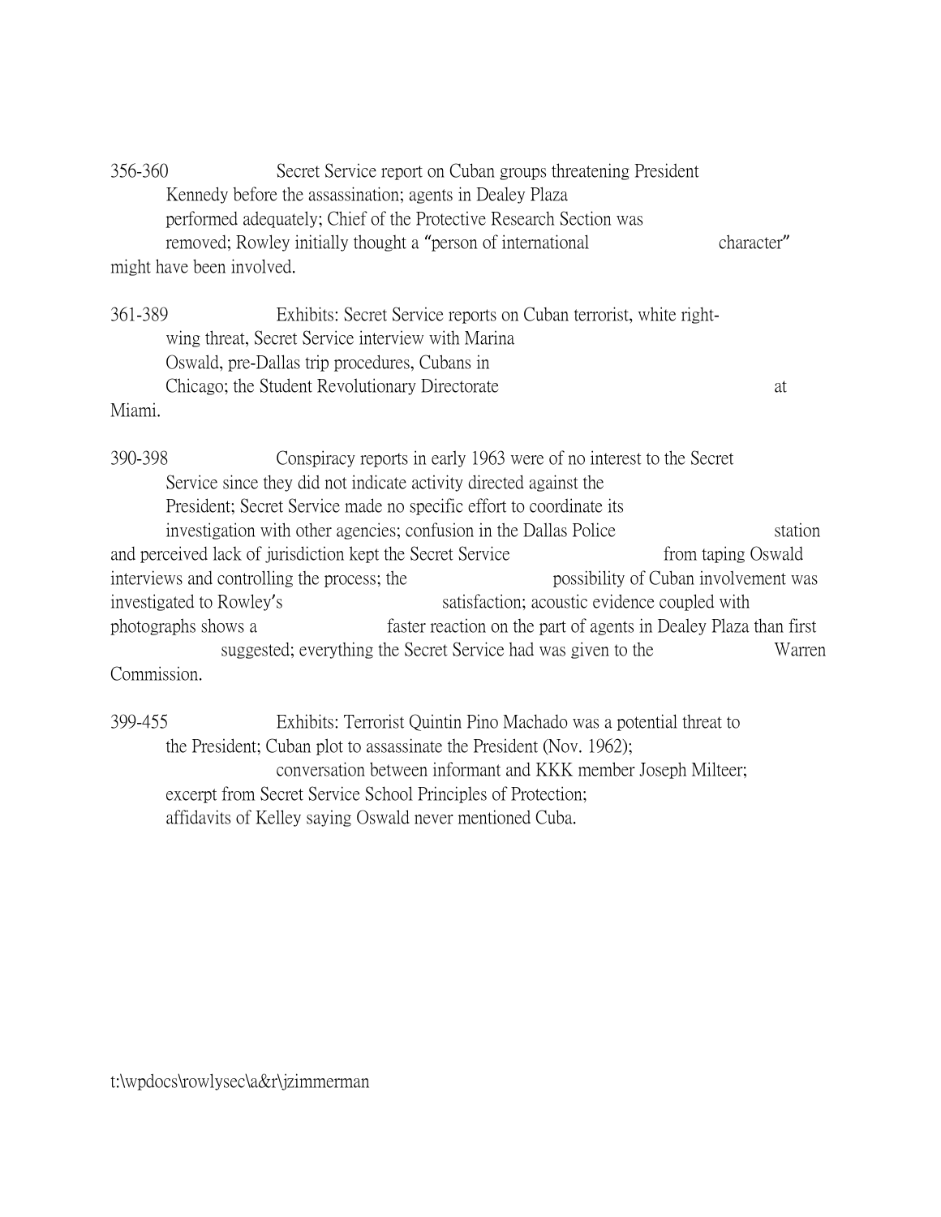356-360 Secret Service report on Cuban groups threatening President Kennedy before the assassination; agents in Dealey Plaza performed adequately; Chief of the Protective Research Section was removed; Rowley initially thought a "person of international character" might have been involved.

361-389 Exhibits: Secret Service reports on Cuban terrorist, white right-wing threat, Secret Service interview with Marina Oswald, pre-Dallas trip procedures, Cubans in Chicago; the Student Revolutionary Directorate at Miami.

390-398 Conspiracy reports in early 1963 were of no interest to the Secret Service since they did not indicate activity directed against the President; Secret Service made no specific effort to coordinate its investigation with other agencies; confusion in the Dallas Police station and perceived lack of jurisdiction kept the Secret Service from taping Oswald interviews and controlling the process; the possibility of Cuban involvement was investigated to Rowley's satisfaction; acoustic evidence coupled with photographs shows a faster reaction on the part of agents in Dealey Plaza than first suggested; everything the Secret Service had was given to the Warren Commission.

399-455 Exhibits: Terrorist Quintin Pino Machado was a potential threat to the President; Cuban plot to assassinate the President (Nov. 1962); conversation between informant and KKK member Joseph Milteer; excerpt from Secret Service School Principles of Protection; affidavits of Kelley saying Oswald never mentioned Cuba.

t:\wpdocs\rowlysec\a&r\jzimmerman